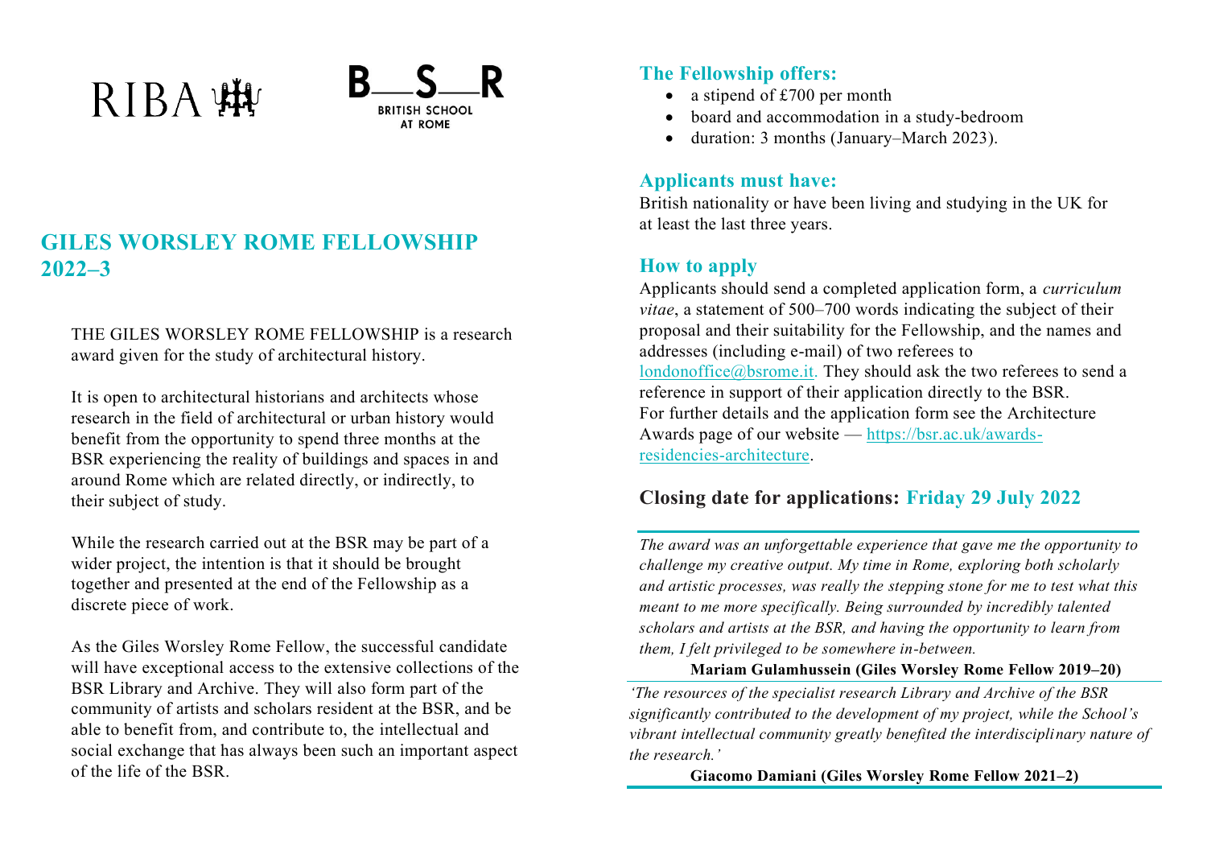RIBA

B—S—R
BRITISH SCHOOL AT ROME

# GILES WORSLEY ROME FELLOWSHIP 2022–3

THE GILES WORSLEY ROME FELLOWSHIP is a research award given for the study of architectural history.

It is open to architectural historians and architects whose research in the field of architectural or urban history would benefit from the opportunity to spend three months at the BSR experiencing the reality of buildings and spaces in and around Rome which are related directly, or indirectly, to their subject of study.

While the research carried out at the BSR may be part of a wider project, the intention is that it should be brought together and presented at the end of the Fellowship as a discrete piece of work.

As the Giles Worsley Rome Fellow, the successful candidate will have exceptional access to the extensive collections of the BSR Library and Archive. They will also form part of the community of artists and scholars resident at the BSR, and be able to benefit from, and contribute to, the intellectual and social exchange that has always been such an important aspect of the life of the BSR.

## The Fellowship offers:

- a stipend of £700 per month
- board and accommodation in a study-bedroom
- duration: 3 months (January–March 2023).

## Applicants must have:

British nationality or have been living and studying in the UK for at least the last three years.

## How to apply

Applicants should send a completed application form, a *curriculum vitae*, a statement of 500–700 words indicating the subject of their proposal and their suitability for the Fellowship, and the names and addresses (including e-mail) of two referees to londonoffice@bsrome.it. They should ask the two referees to send a reference in support of their application directly to the BSR. For further details and the application form see the Architecture Awards page of our website — https://bsr.ac.uk/awards-residencies-architecture.

## Closing date for applications: Friday 29 July 2022

*The award was an unforgettable experience that gave me the opportunity to challenge my creative output. My time in Rome, exploring both scholarly and artistic processes, was really the stepping stone for me to test what this meant to me more specifically. Being surrounded by incredibly talented scholars and artists at the BSR, and having the opportunity to learn from them, I felt privileged to be somewhere in-between.*

**Mariam Gulamhussein (Giles Worsley Rome Fellow 2019–20)**

*'The resources of the specialist research Library and Archive of the BSR significantly contributed to the development of my project, while the School's vibrant intellectual community greatly benefited the interdisciplinary nature of the research.'*

**Giacomo Damiani (Giles Worsley Rome Fellow 2021–2)**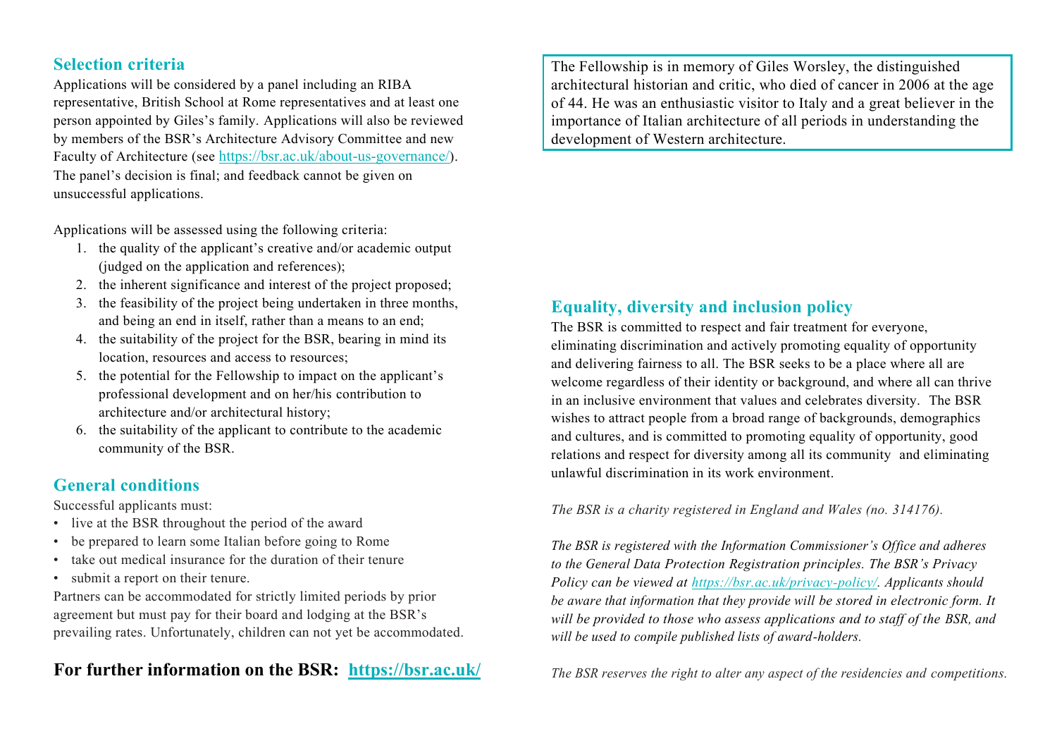## Selection criteria

Applications will be considered by a panel including an RIBA representative, British School at Rome representatives and at least one person appointed by Giles's family. Applications will also be reviewed by members of the BSR's Architecture Advisory Committee and new Faculty of Architecture (see https://bsr.ac.uk/about-us-governance/). The panel's decision is final; and feedback cannot be given on unsuccessful applications.

Applications will be assessed using the following criteria:

1. the quality of the applicant's creative and/or academic output (judged on the application and references);
2. the inherent significance and interest of the project proposed;
3. the feasibility of the project being undertaken in three months, and being an end in itself, rather than a means to an end;
4. the suitability of the project for the BSR, bearing in mind its location, resources and access to resources;
5. the potential for the Fellowship to impact on the applicant's professional development and on her/his contribution to architecture and/or architectural history;
6. the suitability of the applicant to contribute to the academic community of the BSR.

## General conditions

Successful applicants must:

- live at the BSR throughout the period of the award
- be prepared to learn some Italian before going to Rome
- take out medical insurance for the duration of their tenure
- submit a report on their tenure.

Partners can be accommodated for strictly limited periods by prior agreement but must pay for their board and lodging at the BSR's prevailing rates. Unfortunately, children can not yet be accommodated.

**For further information on the BSR: https://bsr.ac.uk/**

The Fellowship is in memory of Giles Worsley, the distinguished architectural historian and critic, who died of cancer in 2006 at the age of 44. He was an enthusiastic visitor to Italy and a great believer in the importance of Italian architecture of all periods in understanding the development of Western architecture.

## Equality, diversity and inclusion policy

The BSR is committed to respect and fair treatment for everyone, eliminating discrimination and actively promoting equality of opportunity and delivering fairness to all. The BSR seeks to be a place where all are welcome regardless of their identity or background, and where all can thrive in an inclusive environment that values and celebrates diversity. The BSR wishes to attract people from a broad range of backgrounds, demographics and cultures, and is committed to promoting equality of opportunity, good relations and respect for diversity among all its community and eliminating unlawful discrimination in its work environment.

*The BSR is a charity registered in England and Wales (no. 314176).*

*The BSR is registered with the Information Commissioner's Office and adheres to the General Data Protection Registration principles. The BSR's Privacy Policy can be viewed at https://bsr.ac.uk/privacy-policy/. Applicants should be aware that information that they provide will be stored in electronic form. It will be provided to those who assess applications and to staff of the BSR, and will be used to compile published lists of award-holders.*

*The BSR reserves the right to alter any aspect of the residencies and competitions.*